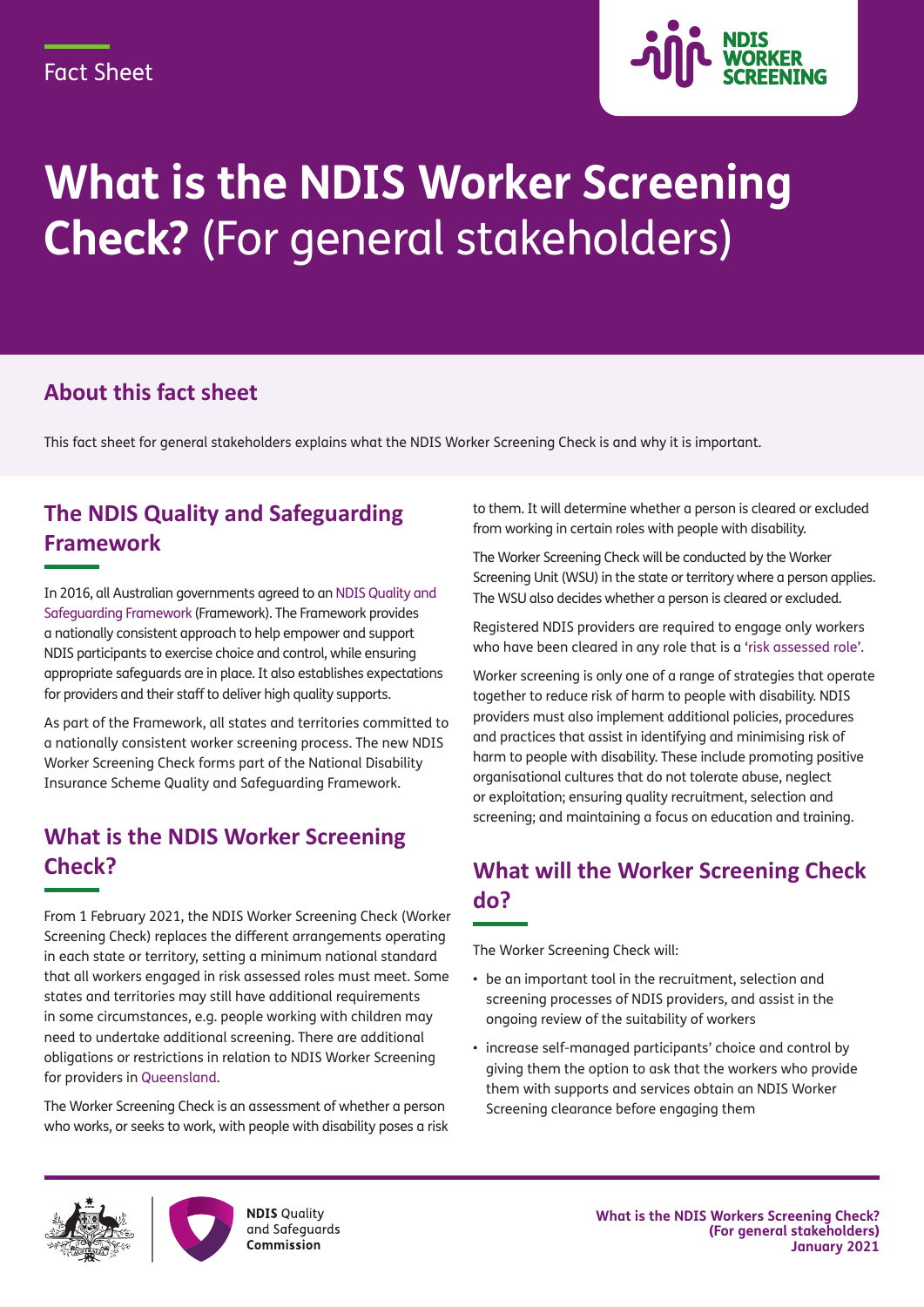Fact Sheet

# **What is the NDIS Worker Screening Check?** (For general stakeholders)

## About this fact sheet

This fact sheet for general stakeholders explains what the NDIS Worker Screening Check is and why it is important.

## The NDIS Quality and Safeguarding Framework

In 2016, all Australian governments agreed to an NDIS Quality and Safeguarding Framework (Framework). The Framework provides a nationally consistent approach to help empower and support NDIS participants to exercise choice and control, while ensuring appropriate safeguards are in place. It also establishes expectations for providers and their staff to deliver high quality supports.

As part of the Framework, all states and territories committed to a nationally consistent worker screening process. The new NDIS Worker Screening Check forms part of the National Disability Insurance Scheme Quality and Safeguarding Framework.

## What is the NDIS Worker Screening Check?

From 1 February 2021, the NDIS Worker Screening Check (Worker Screening Check) replaces the different arrangements operating in each state or territory, setting a minimum national standard that all workers engaged in risk assessed roles must meet. Some states and territories may still have additional requirements in some circumstances, e.g. people working with children may need to undertake additional screening. There are additional obligations or restrictions in relation to NDIS Worker Screening for providers in Queensland.

The Worker Screening Check is an assessment of whether a person who works, or seeks to work, with people with disability poses a risk to them. It will determine whether a person is cleared or excluded from working in certain roles with people with disability.

The Worker Screening Check will be conducted by the Worker Screening Unit (WSU) in the state or territory where a person applies. The WSU also decides whether a person is cleared or excluded.

Registered NDIS providers are required to engage only workers who have been cleared in any role that is a 'risk assessed role'.

Worker screening is only one of a range of strategies that operate together to reduce risk of harm to people with disability. NDIS providers must also implement additional policies, procedures and practices that assist in identifying and minimising risk of harm to people with disability. These include promoting positive organisational cultures that do not tolerate abuse, neglect or exploitation; ensuring quality recruitment, selection and screening; and maintaining a focus on education and training.

## What will the Worker Screening Check do?

The Worker Screening Check will:

- be an important tool in the recruitment, selection and screening processes of NDIS providers, and assist in the ongoing review of the suitability of workers
- increase self-managed participants' choice and control by giving them the option to ask that the workers who provide them with supports and services obtain an NDIS Worker Screening clearance before engaging them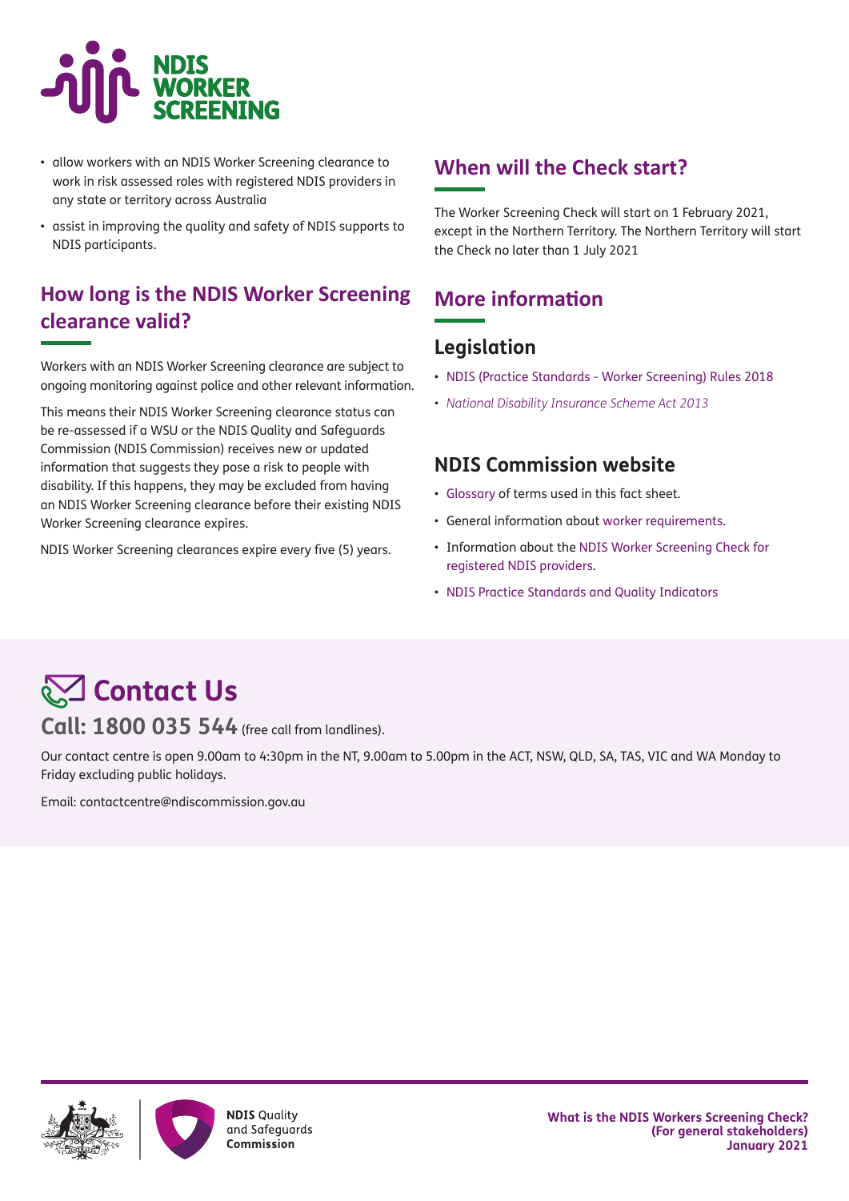- allow workers with an NDIS Worker Screening clearance to work in risk assessed roles with registered NDIS providers in any state or territory across Australia
- assist in improving the quality and safety of NDIS supports to NDIS participants.

## How long is the NDIS Worker Screening clearance valid?

Workers with an NDIS Worker Screening clearance are subject to ongoing monitoring against police and other relevant information.

This means their NDIS Worker Screening clearance status can be re-assessed if a WSU or the NDIS Quality and Safeguards Commission (NDIS Commission) receives new or updated information that suggests they pose a risk to people with disability. If this happens, they may be excluded from having an NDIS Worker Screening clearance before their existing NDIS Worker Screening clearance expires.

NDIS Worker Screening clearances expire every five (5) years.

## When will the Check start?

The Worker Screening Check will start on 1 February 2021, except in the Northern Territory. The Northern Territory will start the Check no later than 1 July 2021

## More information

### Legislation

- NDIS (Practice Standards - Worker Screening) Rules 2018
- *National Disability Insurance Scheme Act 2013*

### NDIS Commission website

- Glossary of terms used in this fact sheet.
- General information about worker requirements.
- Information about the NDIS Worker Screening Check for registered NDIS providers.
- NDIS Practice Standards and Quality Indicators

## Contact Us

**Call: 1800 035 544** (free call from landlines).

Our contact centre is open 9.00am to 4:30pm in the NT, 9.00am to 5.00pm in the ACT, NSW, QLD, SA, TAS, VIC and WA Monday to Friday excluding public holidays.

Email: contactcentre@ndiscommission.gov.au